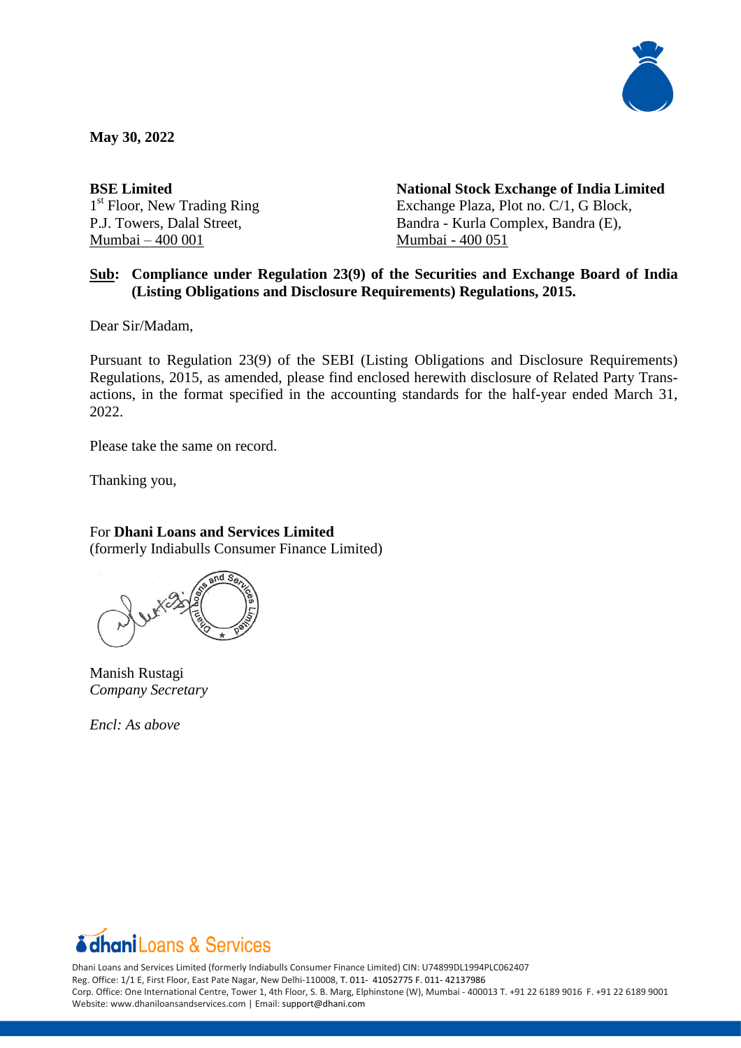**May 30, 2022**

**BSE Limited**
1st Floor, New Trading Ring
P.J. Towers, Dalal Street,
Mumbai – 400 001

**National Stock Exchange of India Limited**
Exchange Plaza, Plot no. C/1, G Block,
Bandra - Kurla Complex, Bandra (E),
Mumbai - 400 051

**Sub: Compliance under Regulation 23(9) of the Securities and Exchange Board of India (Listing Obligations and Disclosure Requirements) Regulations, 2015.**

Dear Sir/Madam,

Pursuant to Regulation 23(9) of the SEBI (Listing Obligations and Disclosure Requirements) Regulations, 2015, as amended, please find enclosed herewith disclosure of Related Party Transactions, in the format specified in the accounting standards for the half-year ended March 31, 2022.

Please take the same on record.

Thanking you,

For **Dhani Loans and Services Limited**
(formerly Indiabulls Consumer Finance Limited)

Manish Rustagi
*Company Secretary*

*Encl: As above*

Dhani Loans and Services Limited (formerly Indiabulls Consumer Finance Limited) CIN: U74899DL1994PLC062407
Reg. Office: 1/1 E, First Floor, East Pate Nagar, New Delhi-110008, T. 011- 41052775 F. 011- 42137986
Corp. Office: One International Centre, Tower 1, 4th Floor, S. B. Marg, Elphinstone (W), Mumbai - 400013 T. +91 22 6189 9016 F. +91 22 6189 9001
Website: www.dhaniloansandservices.com | Email: support@dhani.com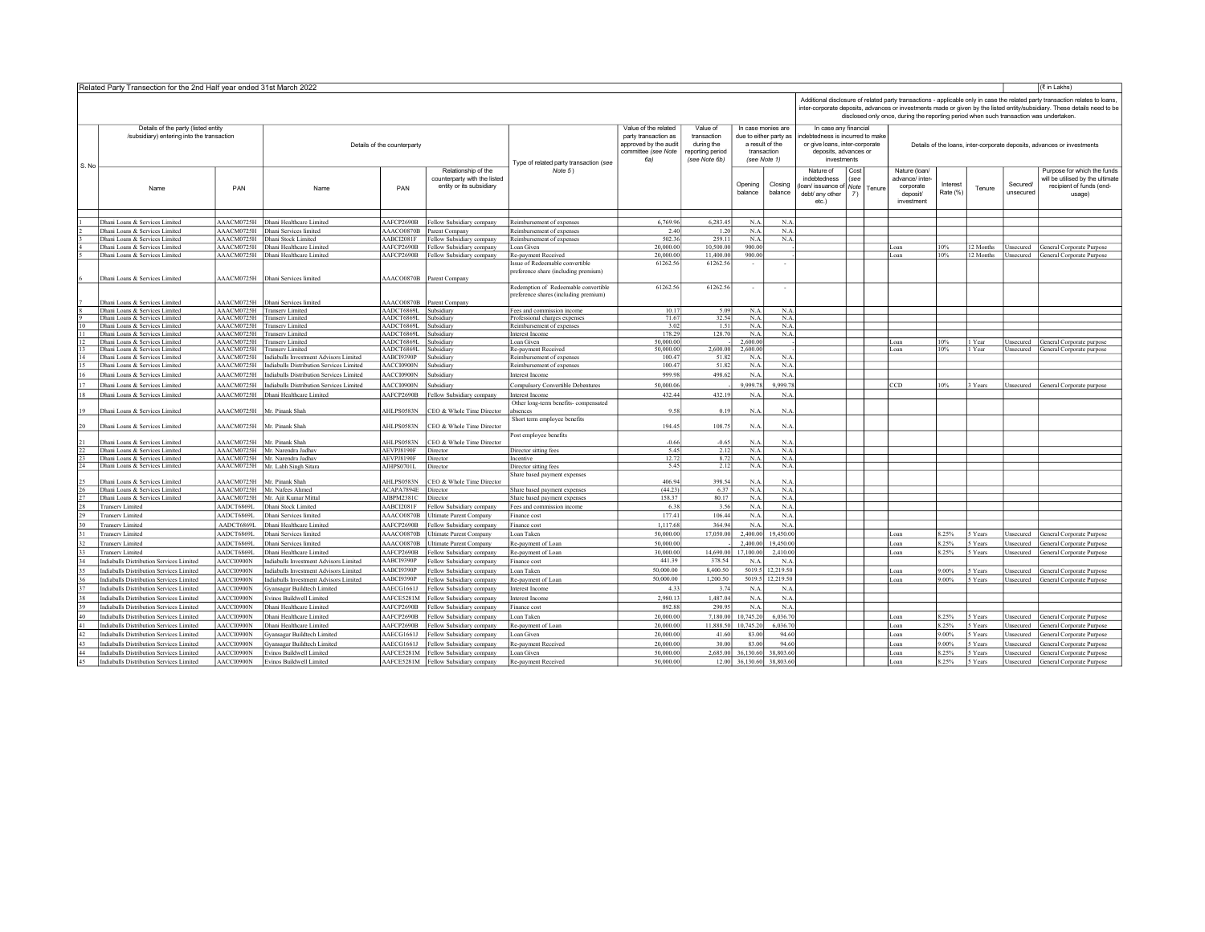Related Party Transaction for the 2nd Half year ended 31st March 2022

(₹ in Lakhs)

Additional disclosure of related party transactions - applicable only in case the related party transaction relates to loans, inter-corporate deposits, advances or investments made or given by the listed entity/subsidiary. These details need to be disclosed only once, during the reporting period when such transaction was undertaken.

| S. No | Details of the party (listed entity /subsidiary) entering into the transaction | | Details of the counterparty | | | Type of related party transaction (see Note 5) | Value of the related party transaction as approved by the audit committee (see Note 6a) | Value of transaction during the reporting period (see Note 6b) | In case monies are due to either party as a result of the transaction (see Note 1) | | In case any financial indebtedness is incurred to make or give loans, inter-corporate deposits, advances or investments | | | Details of the loans, inter-corporate deposits, advances or investments | | | | |
|---|---|---|---|---|---|---|---|---|---|---|---|---|---|---|---|---|---|---|
| | Name | PAN | Name | PAN | Relationship of the counterparty with the listed entity or its subsidiary | | | | Opening balance | Closing balance | Nature of indebtedness (loan/ issuance of debt/ any other etc.) | Cost (see Note 7) | Tenure | Nature (loan/ advance/ inter-corporate deposit/ investment | Interest Rate (%) | Tenure | Secured/ unsecured | Purpose for which the funds will be utilised by the ultimate recipient of funds (end-usage) |
| 1 | Dhani Loans & Services Limited | AAACM0725H | Dhani Healthcare Limited | AAFCP2690B | Fellow Subsidiary company | Reimbursement of expenses | 6,769.96 | 6,283.45 | N.A. | N.A. | | | | | | | | |
| 2 | Dhani Loans & Services Limited | AAACM0725H | Dhani Services limited | AAACO0870B | Parent Company | Reimbursement of expenses | 2.40 | 1.20 | N.A. | N.A. | | | | | | | | |
| 3 | Dhani Loans & Services Limited | AAACM0725H | Dhani Stock Limited | AABCI2081F | Fellow Subsidiary company | Reimbursement of expenses | 502.36 | 259.11 | N.A. | N.A. | | | | | | | | |
| 4 | Dhani Loans & Services Limited | AAACM0725H | Dhani Healthcare Limited | AAFCP2690B | Fellow Subsidiary company | Loan Given | 20,000.00 | 10,500.00 | 900.00 | - | | | | Loan | 10% | 12 Months | Unsecured | General Corporate Purpose |
| 5 | Dhani Loans & Services Limited | AAACM0725H | Dhani Healthcare Limited | AAFCP2690B | Fellow Subsidiary company | Re-payment Received | 20,000.00 | 11,400.00 | 900.00 | - | | | | Loan | 10% | 12 Months | Unsecured | General Corporate Purpose |
| 6 | Dhani Loans & Services Limited | AAACM0725H | Dhani Services limited | AAACO0870B | Parent Company | Issue of Redeemable convertible preference share (including premium) | 61262.56 | 61262.56 | - | - | | | | | | | | |
| 7 | Dhani Loans & Services Limited | AAACM0725H | Dhani Services limited | AAACO0870B | Parent Company | Redemption of Redeemable convertible preference shares (including premium) | 61262.56 | 61262.56 | - | - | | | | | | | | |
| 8 | Dhani Loans & Services Limited | AAACM0725H | Transerv Limited | AADCT6869L | Subsidiary | Fees and commission income | 10.17 | 5.09 | N.A. | N.A. | | | | | | | | |
| 9 | Dhani Loans & Services Limited | AAACM0725H | Transerv Limited | AADCT6869L | Subsidiary | Professional charges expenses | 71.67 | 32.54 | N.A. | N.A. | | | | | | | | |
| 10 | Dhani Loans & Services Limited | AAACM0725H | Transerv Limited | AADCT6869L | Subsidiary | Reimbursement of expenses | 3.02 | 1.51 | N.A. | N.A. | | | | | | | | |
| 11 | Dhani Loans & Services Limited | AAACM0725H | Transerv Limited | AADCT6869L | Subsidiary | Interest Income | 178.29 | 128.70 | N.A. | N.A. | | | | | | | | |
| 12 | Dhani Loans & Services Limited | AAACM0725H | Transerv Limited | AADCT6869L | Subsidiary | Loan Given | 50,000.00 | - | 2,600.00 | - | | | | Loan | 10% | 1 Year | Unsecured | General Corporate purpose |
| 13 | Dhani Loans & Services Limited | AAACM0725H | Transerv Limited | AADCT6869L | Subsidiary | Re-payment Received | 50,000.00 | 2,600.00 | 2,600.00 | - | | | | Loan | 10% | 1 Year | Unsecured | General Corporate purpose |
| 14 | Dhani Loans & Services Limited | AAACM0725H | Indiabulls Investment Advisors Limited | AABCI9390P | Subsidiary | Reimbursement of expenses | 100.47 | 51.82 | N.A. | N.A. | | | | | | | | |
| 15 | Dhani Loans & Services Limited | AAACM0725H | Indiabulls Distribution Services Limited | AACCI0900N | Subsidiary | Reimbursement of expenses | 100.47 | 51.82 | N.A. | N.A. | | | | | | | | |
| 16 | Dhani Loans & Services Limited | AAACM0725H | Indiabulls Distribution Services Limited | AACCI0900N | Subsidiary | Interest Income | 999.98 | 498.62 | N.A. | N.A. | | | | | | | | |
| 17 | Dhani Loans & Services Limited | AAACM0725H | Indiabulls Distribution Services Limited | AACCI0900N | Subsidiary | Compulsory Convertible Debentures | 50,000.06 | - | 9,999.78 | 9,999.78 | | | | CCD | 10% | 3 Years | Unsecured | General Corporate purpose |
| 18 | Dhani Loans & Services Limited | AAACM0725H | Dhani Healthcare Limited | AAFCP2690B | Fellow Subsidiary company | Interest Income | 432.44 | 432.19 | N.A. | N.A. | | | | | | | | |
| 19 | Dhani Loans & Services Limited | AAACM0725H | Mr. Pinank Shah | AHLPS0583N | CEO & Whole Time Director | Other long-term benefits- compensated absences | 9.58 | 0.19 | N.A. | N.A. | | | | | | | | |
| 20 | Dhani Loans & Services Limited | AAACM0725H | Mr. Pinank Shah | AHLPS0583N | CEO & Whole Time Director | Short term employee benefits | 194.45 | 108.75 | N.A. | N.A. | | | | | | | | |
| 21 | Dhani Loans & Services Limited | AAACM0725H | Mr. Pinank Shah | AHLPS0583N | CEO & Whole Time Director | Post employee benefits | -0.66 | -0.65 | N.A. | N.A. | | | | | | | | |
| 22 | Dhani Loans & Services Limited | AAACM0725H | Mr. Narendra Jadhav | AEVPJ8190F | Director | Director sitting fees | 5.45 | 2.12 | N.A. | N.A. | | | | | | | | |
| 23 | Dhani Loans & Services Limited | AAACM0725H | Mr. Narendra Jadhav | AEVPJ8190F | Director | Incentive | 12.72 | 8.72 | N.A. | N.A. | | | | | | | | |
| 24 | Dhani Loans & Services Limited | AAACM0725H | Mr. Labh Singh Sitara | AJHPS0701L | Director | Director sitting fees | 5.45 | 2.12 | N.A. | N.A. | | | | | | | | |
| 25 | Dhani Loans & Services Limited | AAACM0725H | Mr. Pinank Shah | AHLPS0583N | CEO & Whole Time Director | Share based payment expenses | 406.94 | 398.54 | N.A. | N.A. | | | | | | | | |
| 26 | Dhani Loans & Services Limited | AAACM0725H | Mr. Nafees Ahmed | ACAPA7894E | Director | Share based payment expenses | (44.23) | 6.37 | N.A. | N.A. | | | | | | | | |
| 27 | Dhani Loans & Services Limited | AAACM0725H | Mr. Ajit Kumar Mittal | AJBPM2381C | Director | Share based payment expenses | 158.37 | 80.17 | N.A. | N.A. | | | | | | | | |
| 28 | Transerv Limited | AADCT6869L | Dhani Stock Limited | AABCI2081F | Fellow Subsidiary company | Fees and commission income | 6.38 | 3.56 | N.A. | N.A. | | | | | | | | |
| 29 | Transerv Limited | AADCT6869L | Dhani Services limited | AAACO0870B | Ultimate Parent Company | Finance cost | 177.41 | 106.44 | N.A. | N.A. | | | | | | | | |
| 30 | Transerv Limited | AADCT6869L | Dhani Healthcare Limited | AAFCP2690B | Fellow Subsidiary company | Finance cost | 1,117.68 | 364.94 | N.A. | N.A. | | | | | | | | |
| 31 | Transerv Limited | AADCT6869L | Dhani Services limited | AAACO0870B | Ultimate Parent Company | Loan Taken | 50,000.00 | 17,050.00 | 2,400.00 | 19,450.00 | | | | Loan | 8.25% | 5 Years | Unsecured | General Corporate Purpose |
| 32 | Transerv Limited | AADCT6869L | Dhani Services limited | AAACO0870B | Ultimate Parent Company | Re-payment of Loan | 50,000.00 | - | 2,400.00 | 19,450.00 | | | | Loan | 8.25% | 5 Years | Unsecured | General Corporate Purpose |
| 33 | Transerv Limited | AADCT6869L | Dhani Healthcare Limited | AAFCP2690B | Fellow Subsidiary company | Re-payment of Loan | 30,000.00 | 14,690.00 | 17,100.00 | 2,410.00 | | | | Loan | 8.25% | 5 Years | Unsecured | General Corporate Purpose |
| 34 | Indiabulls Distribution Services Limited | AACCI0900N | Indiabulls Investment Advisors Limited | AABCI9390P | Fellow Subsidiary company | Finance cost | 441.39 | 378.54 | N.A. | N.A. | | | | | | | | |
| 35 | Indiabulls Distribution Services Limited | AACCI0900N | Indiabulls Investment Advisors Limited | AABCI9390P | Fellow Subsidiary company | Loan Taken | 50,000.00 | 8,400.50 | 5019.5 | 12,219.50 | | | | Loan | 9.00% | 5 Years | Unsecured | General Corporate Purpose |
| 36 | Indiabulls Distribution Services Limited | AACCI0900N | Indiabulls Investment Advisors Limited | AABCI9390P | Fellow Subsidiary company | Re-payment of Loan | 50,000.00 | 1,200.50 | 5019.5 | 12,219.50 | | | | Loan | 9.00% | 5 Years | Unsecured | General Corporate Purpose |
| 37 | Indiabulls Distribution Services Limited | AACCI0900N | Gyansagar Buildtech Limited | AAECG1661J | Fellow Subsidiary company | Interest Income | 4.33 | 3.74 | N.A. | N.A. | | | | | | | | |
| 38 | Indiabulls Distribution Services Limited | AACCI0900N | Evinos Buildwell Limited | AAFCE5281M | Fellow Subsidiary company | Interest Income | 2,980.13 | 1,487.04 | N.A. | N.A. | | | | | | | | |
| 39 | Indiabulls Distribution Services Limited | AACCI0900N | Dhani Healthcare Limited | AAFCP2690B | Fellow Subsidiary company | Finance cost | 892.88 | 290.95 | N.A. | N.A. | | | | | | | | |
| 40 | Indiabulls Distribution Services Limited | AACCI0900N | Dhani Healthcare Limited | AAFCP2690B | Fellow Subsidiary company | Loan Taken | 20,000.00 | 7,180.00 | 10,745.20 | 6,036.70 | | | | Loan | 8.25% | 5 Years | Unsecured | General Corporate Purpose |
| 41 | Indiabulls Distribution Services Limited | AACCI0900N | Dhani Healthcare Limited | AAFCP2690B | Fellow Subsidiary company | Re-payment of Loan | 20,000.00 | 11,888.50 | 10,745.20 | 6,036.70 | | | | Loan | 8.25% | 5 Years | Unsecured | General Corporate Purpose |
| 42 | Indiabulls Distribution Services Limited | AACCI0900N | Gyansagar Buildtech Limited | AAECG1661J | Fellow Subsidiary company | Loan Given | 20,000.00 | 41.60 | 83.00 | 94.60 | | | | Loan | 9.00% | 5 Years | Unsecured | General Corporate Purpose |
| 43 | Indiabulls Distribution Services Limited | AACCI0900N | Gyansagar Buildtech Limited | AAECG1661J | Fellow Subsidiary company | Re-payment Received | 20,000.00 | 30.00 | 83.00 | 94.60 | | | | Loan | 9.00% | 5 Years | Unsecured | General Corporate Purpose |
| 44 | Indiabulls Distribution Services Limited | AACCI0900N | Evinos Buildwell Limited | AAFCE5281M | Fellow Subsidiary company | Loan Given | 50,000.00 | 2,685.00 | 36,130.60 | 38,803.60 | | | | Loan | 8.25% | 5 Years | Unsecured | General Corporate Purpose |
| 45 | Indiabulls Distribution Services Limited | AACCI0900N | Evinos Buildwell Limited | AAFCE5281M | Fellow Subsidiary company | Re-payment Received | 50,000.00 | 12.00 | 36,130.60 | 38,803.60 | | | | Loan | 8.25% | 5 Years | Unsecured | General Corporate Purpose |